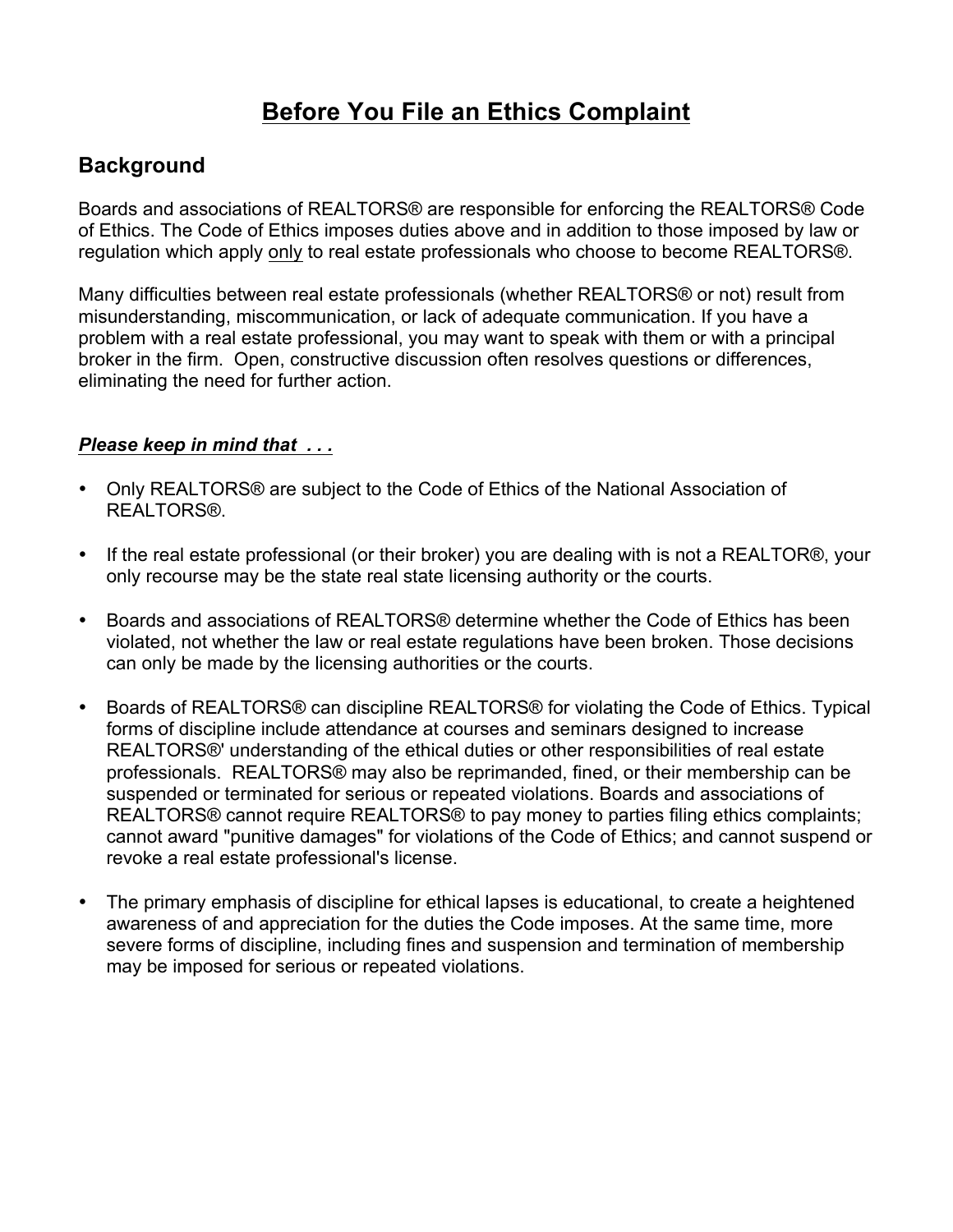# <u>Before You File an Ethics Complaint</u>

## Background

Boards and associations of REALTORS® are responsible for enforcing the REALTORS® Code of Ethics. The Code of Ethics imposes duties above and in addition to those imposed by law or regulation which apply <u>only</u> to real estate professionals who choose to become REALTORS®.

Many difficulties between real estate professionals (whether REALTORS® or not) result from misunderstanding, miscommunication, or lack of adequate communication. If you have a problem with a real estate professional, you may want to speak with them or with a principal broker in the firm. Open, constructive discussion often resolves questions or differences, eliminating the need for further action.

***<u>Please keep in mind that . . .</u>***

- Only REALTORS® are subject to the Code of Ethics of the National Association of REALTORS®.
- If the real estate professional (or their broker) you are dealing with is not a REALTOR®, your only recourse may be the state real state licensing authority or the courts.
- Boards and associations of REALTORS® determine whether the Code of Ethics has been violated, not whether the law or real estate regulations have been broken. Those decisions can only be made by the licensing authorities or the courts.
- Boards of REALTORS® can discipline REALTORS® for violating the Code of Ethics. Typical forms of discipline include attendance at courses and seminars designed to increase REALTORS®' understanding of the ethical duties or other responsibilities of real estate professionals. REALTORS® may also be reprimanded, fined, or their membership can be suspended or terminated for serious or repeated violations. Boards and associations of REALTORS® cannot require REALTORS® to pay money to parties filing ethics complaints; cannot award "punitive damages" for violations of the Code of Ethics; and cannot suspend or revoke a real estate professional's license.
- The primary emphasis of discipline for ethical lapses is educational, to create a heightened awareness of and appreciation for the duties the Code imposes. At the same time, more severe forms of discipline, including fines and suspension and termination of membership may be imposed for serious or repeated violations.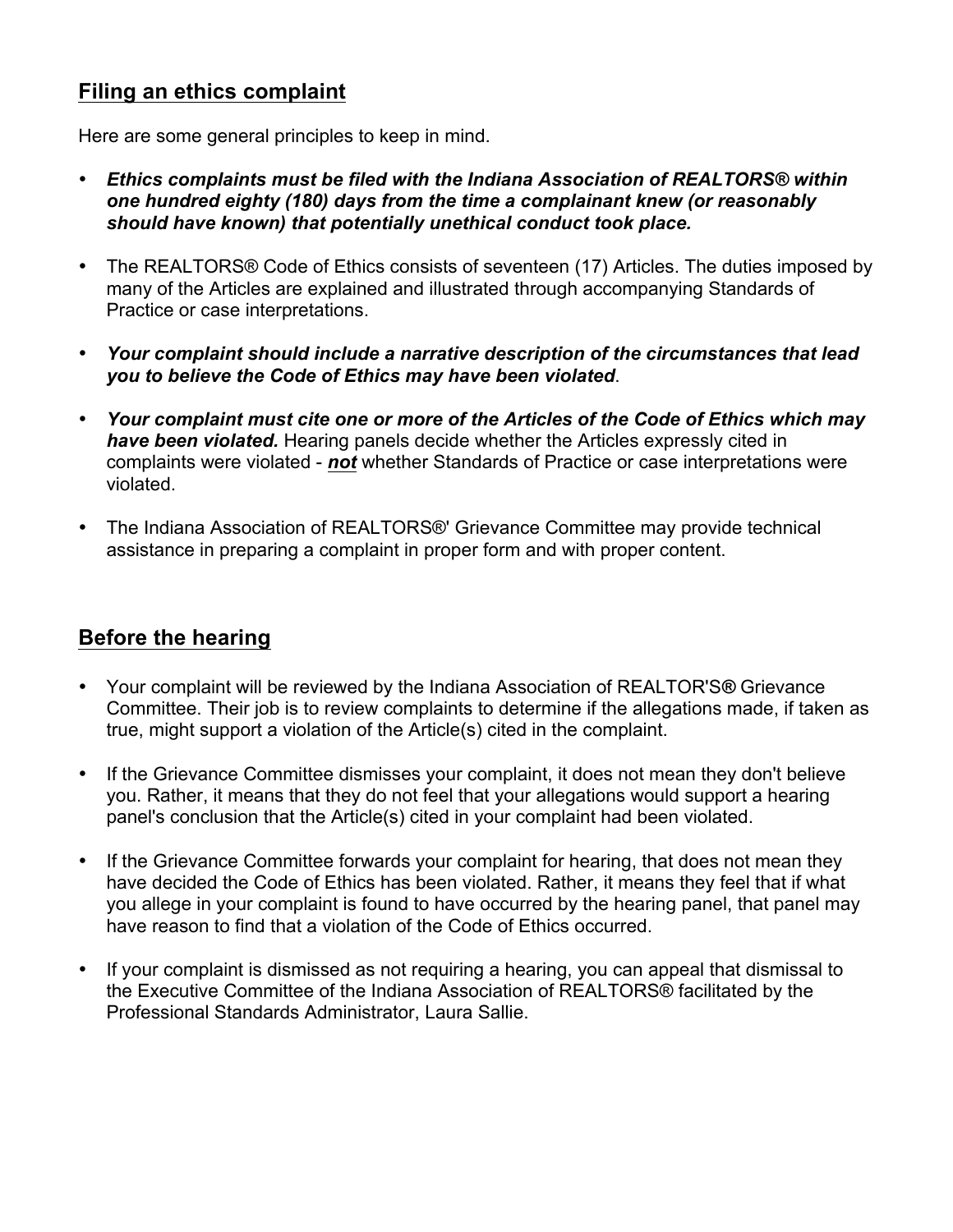## Filing an ethics complaint

Here are some general principles to keep in mind.

- ***Ethics complaints must be filed with the Indiana Association of REALTORS® within one hundred eighty (180) days from the time a complainant knew (or reasonably should have known) that potentially unethical conduct took place.***

- The REALTORS® Code of Ethics consists of seventeen (17) Articles. The duties imposed by many of the Articles are explained and illustrated through accompanying Standards of Practice or case interpretations.

- ***Your complaint should include a narrative description of the circumstances that lead you to believe the Code of Ethics may have been violated***.

- ***Your complaint must cite one or more of the Articles of the Code of Ethics which may have been violated.*** Hearing panels decide whether the Articles expressly cited in complaints were violated - ***not*** whether Standards of Practice or case interpretations were violated.

- The Indiana Association of REALTORS®' Grievance Committee may provide technical assistance in preparing a complaint in proper form and with proper content.

## Before the hearing

- Your complaint will be reviewed by the Indiana Association of REALTOR'S® Grievance Committee. Their job is to review complaints to determine if the allegations made, if taken as true, might support a violation of the Article(s) cited in the complaint.

- If the Grievance Committee dismisses your complaint, it does not mean they don't believe you. Rather, it means that they do not feel that your allegations would support a hearing panel's conclusion that the Article(s) cited in your complaint had been violated.

- If the Grievance Committee forwards your complaint for hearing, that does not mean they have decided the Code of Ethics has been violated. Rather, it means they feel that if what you allege in your complaint is found to have occurred by the hearing panel, that panel may have reason to find that a violation of the Code of Ethics occurred.

- If your complaint is dismissed as not requiring a hearing, you can appeal that dismissal to the Executive Committee of the Indiana Association of REALTORS® facilitated by the Professional Standards Administrator, Laura Sallie.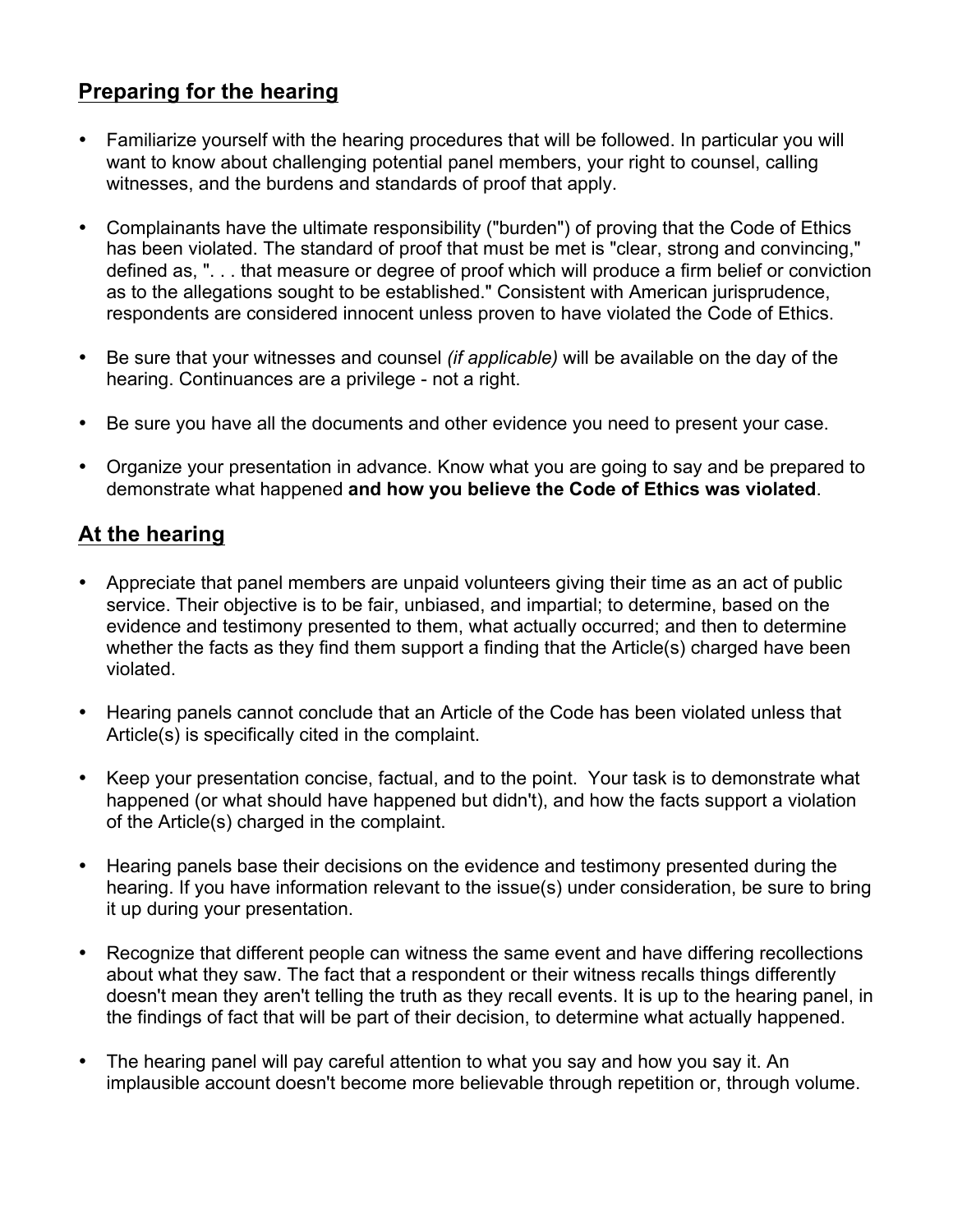## Preparing for the hearing

- Familiarize yourself with the hearing procedures that will be followed. In particular you will want to know about challenging potential panel members, your right to counsel, calling witnesses, and the burdens and standards of proof that apply.

- Complainants have the ultimate responsibility ("burden") of proving that the Code of Ethics has been violated. The standard of proof that must be met is "clear, strong and convincing," defined as, ". . . that measure or degree of proof which will produce a firm belief or conviction as to the allegations sought to be established." Consistent with American jurisprudence, respondents are considered innocent unless proven to have violated the Code of Ethics.

- Be sure that your witnesses and counsel *(if applicable)* will be available on the day of the hearing. Continuances are a privilege - not a right.

- Be sure you have all the documents and other evidence you need to present your case.

- Organize your presentation in advance. Know what you are going to say and be prepared to demonstrate what happened **and how you believe the Code of Ethics was violated**.

## At the hearing

- Appreciate that panel members are unpaid volunteers giving their time as an act of public service. Their objective is to be fair, unbiased, and impartial; to determine, based on the evidence and testimony presented to them, what actually occurred; and then to determine whether the facts as they find them support a finding that the Article(s) charged have been violated.

- Hearing panels cannot conclude that an Article of the Code has been violated unless that Article(s) is specifically cited in the complaint.

- Keep your presentation concise, factual, and to the point. Your task is to demonstrate what happened (or what should have happened but didn't), and how the facts support a violation of the Article(s) charged in the complaint.

- Hearing panels base their decisions on the evidence and testimony presented during the hearing. If you have information relevant to the issue(s) under consideration, be sure to bring it up during your presentation.

- Recognize that different people can witness the same event and have differing recollections about what they saw. The fact that a respondent or their witness recalls things differently doesn't mean they aren't telling the truth as they recall events. It is up to the hearing panel, in the findings of fact that will be part of their decision, to determine what actually happened.

- The hearing panel will pay careful attention to what you say and how you say it. An implausible account doesn't become more believable through repetition or, through volume.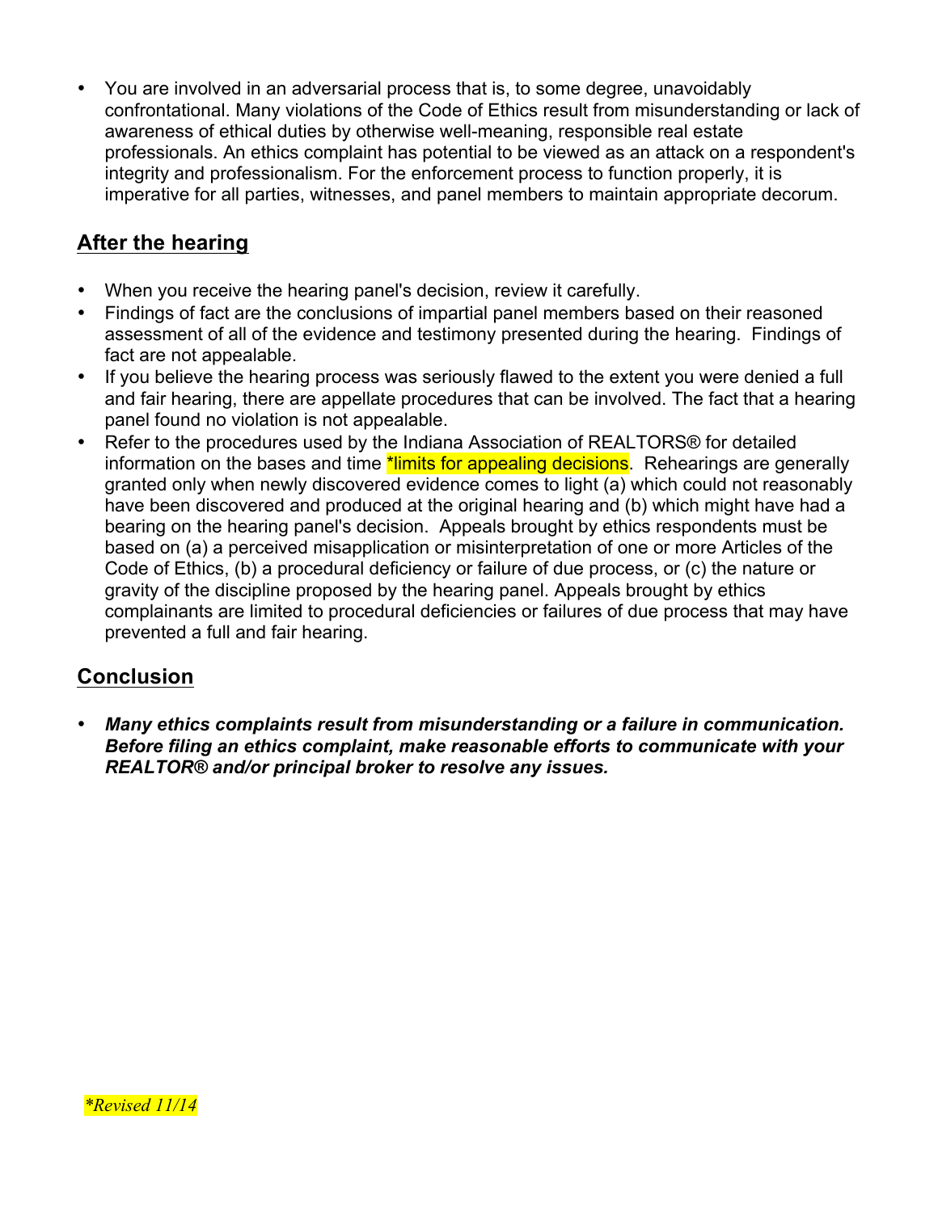- You are involved in an adversarial process that is, to some degree, unavoidably confrontational. Many violations of the Code of Ethics result from misunderstanding or lack of awareness of ethical duties by otherwise well-meaning, responsible real estate professionals. An ethics complaint has potential to be viewed as an attack on a respondent's integrity and professionalism. For the enforcement process to function properly, it is imperative for all parties, witnesses, and panel members to maintain appropriate decorum.

## After the hearing

- When you receive the hearing panel's decision, review it carefully.
- Findings of fact are the conclusions of impartial panel members based on their reasoned assessment of all of the evidence and testimony presented during the hearing. Findings of fact are not appealable.
- If you believe the hearing process was seriously flawed to the extent you were denied a full and fair hearing, there are appellate procedures that can be involved. The fact that a hearing panel found no violation is not appealable.
- Refer to the procedures used by the Indiana Association of REALTORS® for detailed information on the bases and time *limits for appealing decisions. Rehearings are generally granted only when newly discovered evidence comes to light (a) which could not reasonably have been discovered and produced at the original hearing and (b) which might have had a bearing on the hearing panel's decision. Appeals brought by ethics respondents must be based on (a) a perceived misapplication or misinterpretation of one or more Articles of the Code of Ethics, (b) a procedural deficiency or failure of due process, or (c) the nature or gravity of the discipline proposed by the hearing panel. Appeals brought by ethics complainants are limited to procedural deficiencies or failures of due process that may have prevented a full and fair hearing.

## Conclusion

- ***Many ethics complaints result from misunderstanding or a failure in communication. Before filing an ethics complaint, make reasonable efforts to communicate with your REALTOR® and/or principal broker to resolve any issues.***

*\*Revised 11/14*